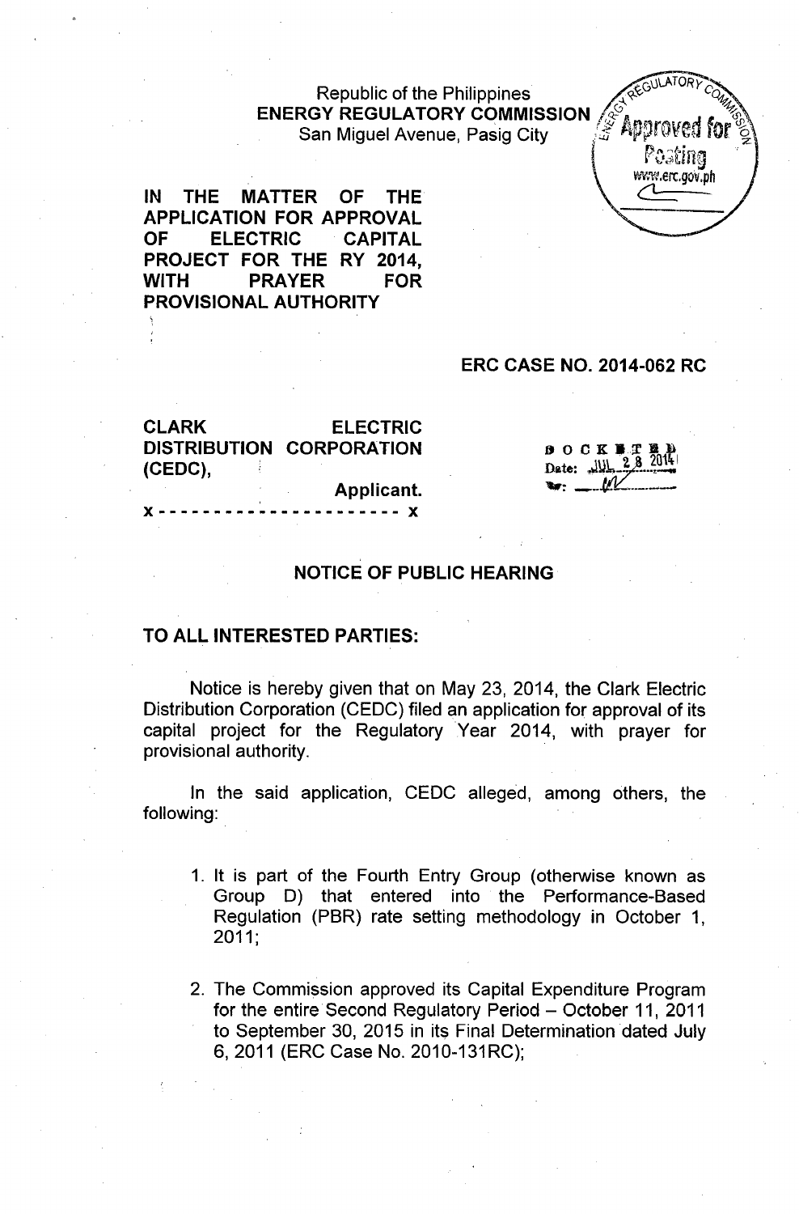Republic of the Philippines
**ENERGY REGULATORY COMMISSION**
San Miguel Avenue, Pasig City

**IN THE MATTER OF THE APPLICATION FOR APPROVAL OF ELECTRIC CAPITAL PROJECT FOR THE RY 2014, WITH PRAYER FOR PROVISIONAL AUTHORITY**

**ERC CASE NO. 2014-062 RC**

**CLARK ELECTRIC DISTRIBUTION CORPORATION (CEDC),**
**Applicant.**
x - - - - - - - - - - - - - - - - - - - - - - x

DOCKETED
Date: JUL 28 2014

## NOTICE OF PUBLIC HEARING

**TO ALL INTERESTED PARTIES:**

Notice is hereby given that on May 23, 2014, the Clark Electric Distribution Corporation (CEDC) filed an application for approval of its capital project for the Regulatory Year 2014, with prayer for provisional authority.

In the said application, CEDC alleged, among others, the following:

1. It is part of the Fourth Entry Group (otherwise known as Group D) that entered into the Performance-Based Regulation (PBR) rate setting methodology in October 1, 2011;

2. The Commission approved its Capital Expenditure Program for the entire Second Regulatory Period – October 11, 2011 to September 30, 2015 in its Final Determination dated July 6, 2011 (ERC Case No. 2010-131RC);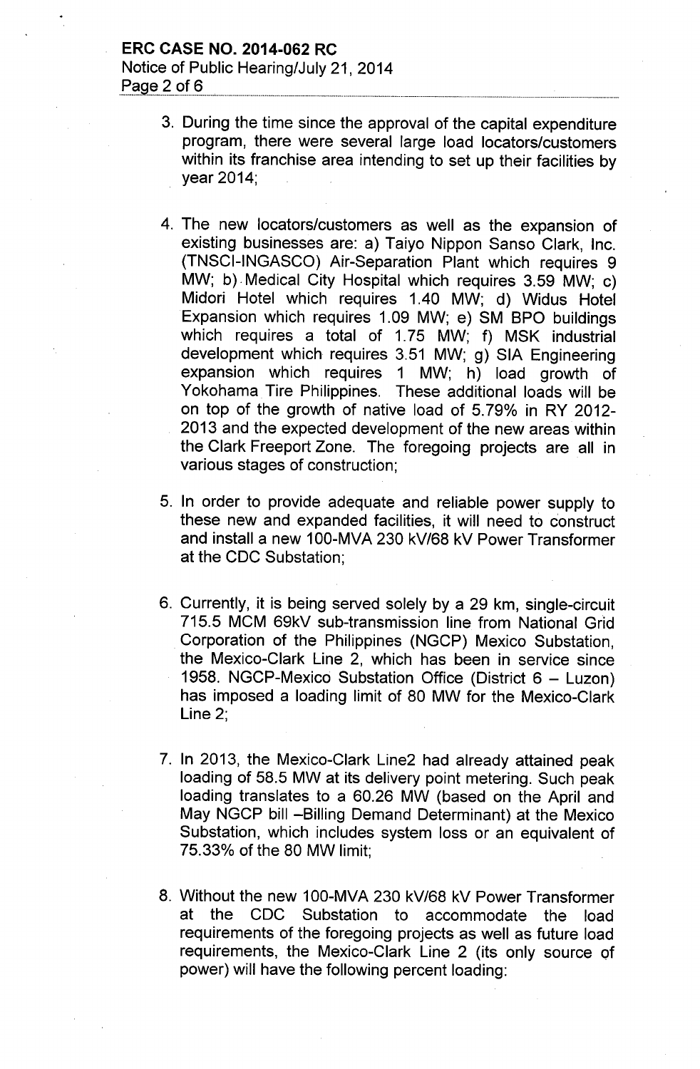3. During the time since the approval of the capital expenditure program, there were several large load locators/customers within its franchise area intending to set up their facilities by year 2014;

4. The new locators/customers as well as the expansion of existing businesses are: a) Taiyo Nippon Sanso Clark, Inc. (TNSCI-INGASCO) Air-Separation Plant which requires 9 MW; b) Medical City Hospital which requires 3.59 MW; c) Midori Hotel which requires 1.40 MW; d) Widus Hotel Expansion which requires 1.09 MW; e) SM BPO buildings which requires a total of 1.75 MW; f) MSK industrial development which requires 3.51 MW; g) SIA Engineering expansion which requires 1 MW; h) load growth of Yokohama Tire Philippines. These additional loads will be on top of the growth of native load of 5.79% in RY 2012-2013 and the expected development of the new areas within the Clark Freeport Zone. The foregoing projects are all in various stages of construction;

5. In order to provide adequate and reliable power supply to these new and expanded facilities, it will need to construct and install a new 100-MVA 230 kV/68 kV Power Transformer at the CDC Substation;

6. Currently, it is being served solely by a 29 km, single-circuit 715.5 MCM 69kV sub-transmission line from National Grid Corporation of the Philippines (NGCP) Mexico Substation, the Mexico-Clark Line 2, which has been in service since 1958. NGCP-Mexico Substation Office (District 6 – Luzon) has imposed a loading limit of 80 MW for the Mexico-Clark Line 2;

7. In 2013, the Mexico-Clark Line2 had already attained peak loading of 58.5 MW at its delivery point metering. Such peak loading translates to a 60.26 MW (based on the April and May NGCP bill –Billing Demand Determinant) at the Mexico Substation, which includes system loss or an equivalent of 75.33% of the 80 MW limit;

8. Without the new 100-MVA 230 kV/68 kV Power Transformer at the CDC Substation to accommodate the load requirements of the foregoing projects as well as future load requirements, the Mexico-Clark Line 2 (its only source of power) will have the following percent loading: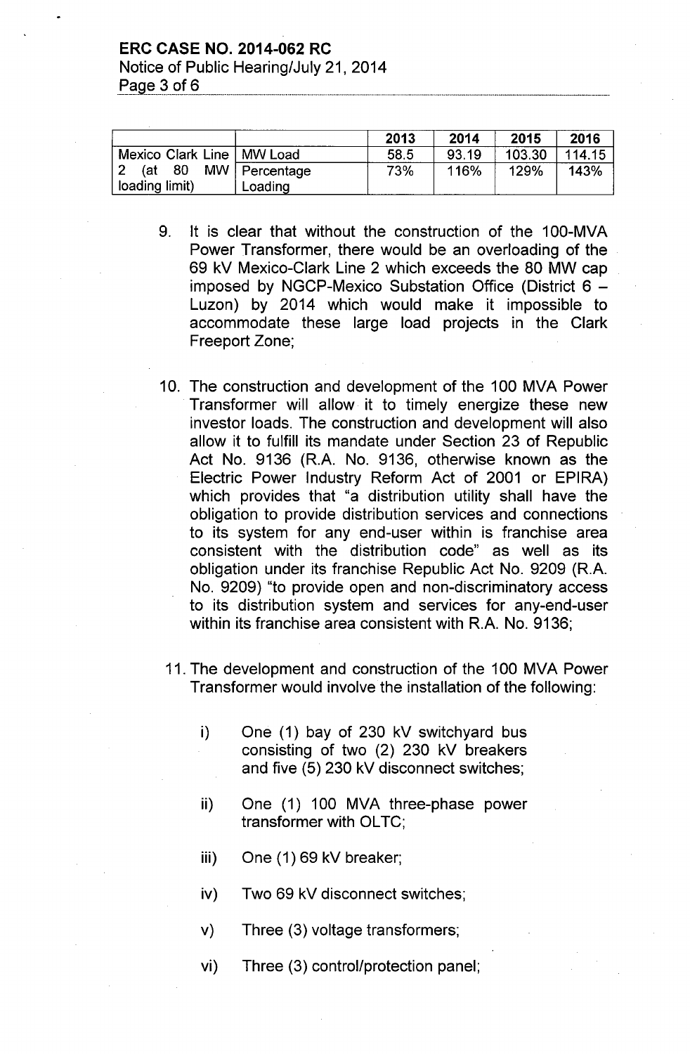| | | 2013 | 2014 | 2015 | 2016 |
|---|---|---|---|---|---|
| Mexico Clark Line 2 (at 80 MW loading limit) | MW Load | 58.5 | 93.19 | 103.30 | 114.15 |
| | Percentage Loading | 73% | 116% | 129% | 143% |

9. It is clear that without the construction of the 100-MVA Power Transformer, there would be an overloading of the 69 kV Mexico-Clark Line 2 which exceeds the 80 MW cap imposed by NGCP-Mexico Substation Office (District 6 – Luzon) by 2014 which would make it impossible to accommodate these large load projects in the Clark Freeport Zone;

10. The construction and development of the 100 MVA Power Transformer will allow it to timely energize these new investor loads. The construction and development will also allow it to fulfill its mandate under Section 23 of Republic Act No. 9136 (R.A. No. 9136, otherwise known as the Electric Power Industry Reform Act of 2001 or EPIRA) which provides that "a distribution utility shall have the obligation to provide distribution services and connections to its system for any end-user within is franchise area consistent with the distribution code" as well as its obligation under its franchise Republic Act No. 9209 (R.A. No. 9209) "to provide open and non-discriminatory access to its distribution system and services for any-end-user within its franchise area consistent with R.A. No. 9136;

11. The development and construction of the 100 MVA Power Transformer would involve the installation of the following:

    i) One (1) bay of 230 kV switchyard bus consisting of two (2) 230 kV breakers and five (5) 230 kV disconnect switches;

    ii) One (1) 100 MVA three-phase power transformer with OLTC;

    iii) One (1) 69 kV breaker;

    iv) Two 69 kV disconnect switches;

    v) Three (3) voltage transformers;

    vi) Three (3) control/protection panel;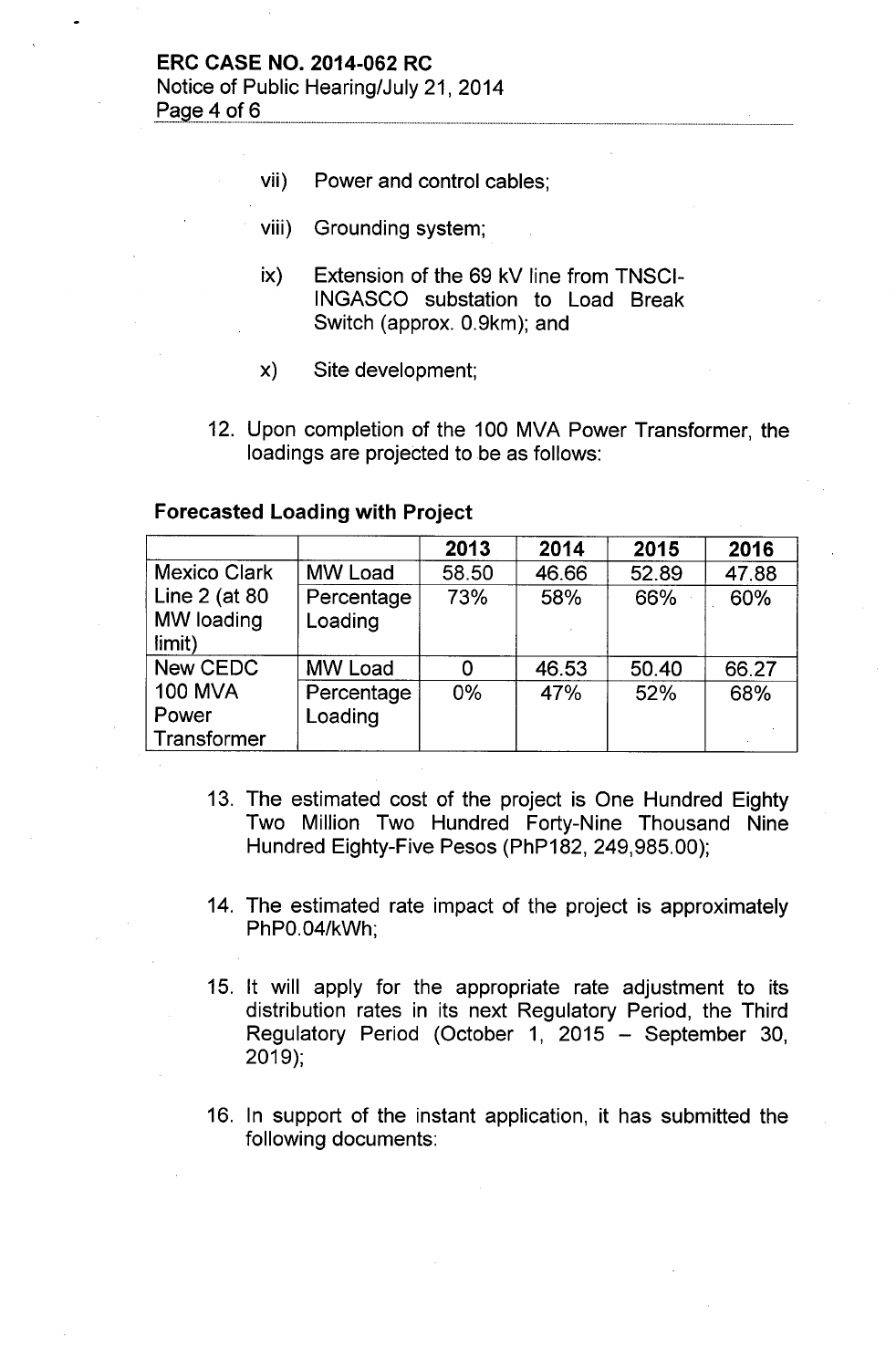vii) Power and control cables;

viii) Grounding system;

ix) Extension of the 69 kV line from TNSCI-INGASCO substation to Load Break Switch (approx. 0.9km); and

x) Site development;

12. Upon completion of the 100 MVA Power Transformer, the loadings are projected to be as follows:

**Forecasted Loading with Project**

| | | 2013 | 2014 | 2015 | 2016 |
|---|---|---|---|---|---|
| Mexico Clark Line 2 (at 80 MW loading limit) | MW Load | 58.50 | 46.66 | 52.89 | 47.88 |
| | Percentage Loading | 73% | 58% | 66% | 60% |
| New CEDC 100 MVA Power Transformer | MW Load | 0 | 46.53 | 50.40 | 66.27 |
| | Percentage Loading | 0% | 47% | 52% | 68% |

13. The estimated cost of the project is One Hundred Eighty Two Million Two Hundred Forty-Nine Thousand Nine Hundred Eighty-Five Pesos (PhP182, 249,985.00);

14. The estimated rate impact of the project is approximately PhP0.04/kWh;

15. It will apply for the appropriate rate adjustment to its distribution rates in its next Regulatory Period, the Third Regulatory Period (October 1, 2015 – September 30, 2019);

16. In support of the instant application, it has submitted the following documents: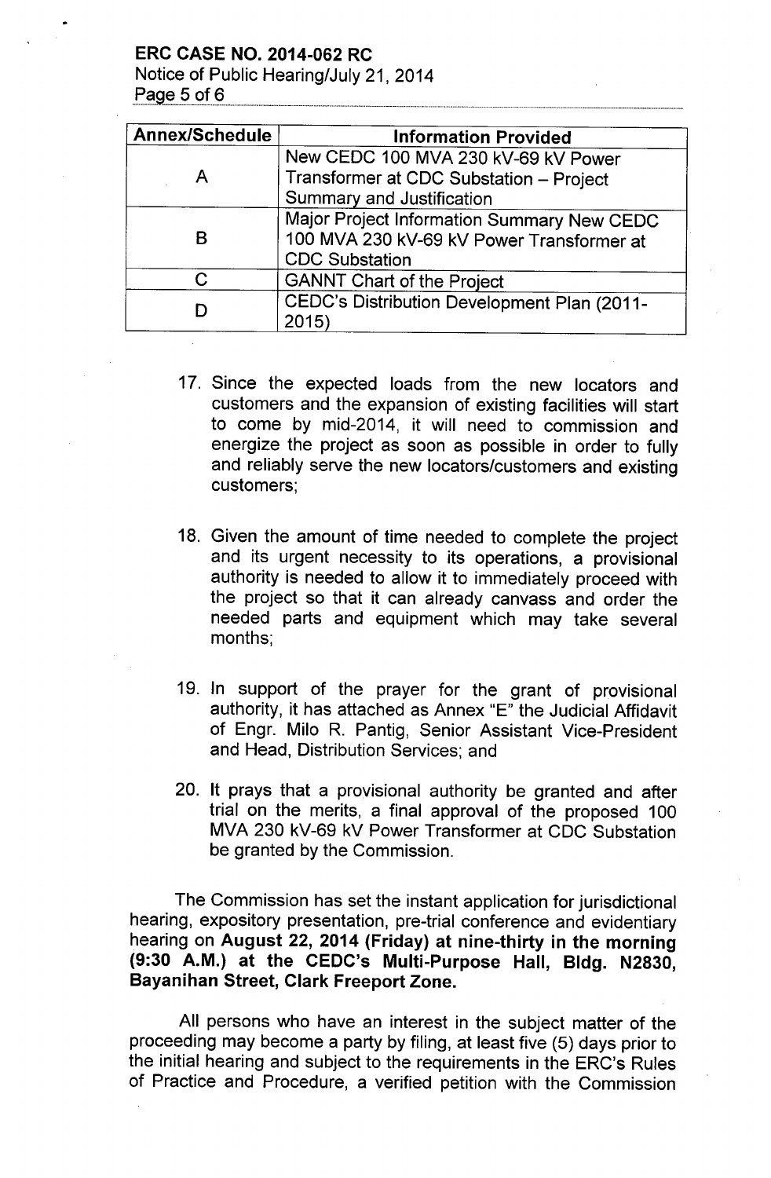| Annex/Schedule | Information Provided |
|---|---|
| A | New CEDC 100 MVA 230 kV-69 kV Power Transformer at CDC Substation – Project Summary and Justification |
| B | Major Project Information Summary New CEDC 100 MVA 230 kV-69 kV Power Transformer at CDC Substation |
| C | GANNT Chart of the Project |
| D | CEDC's Distribution Development Plan (2011-2015) |

17. Since the expected loads from the new locators and customers and the expansion of existing facilities will start to come by mid-2014, it will need to commission and energize the project as soon as possible in order to fully and reliably serve the new locators/customers and existing customers;

18. Given the amount of time needed to complete the project and its urgent necessity to its operations, a provisional authority is needed to allow it to immediately proceed with the project so that it can already canvass and order the needed parts and equipment which may take several months;

19. In support of the prayer for the grant of provisional authority, it has attached as Annex "E" the Judicial Affidavit of Engr. Milo R. Pantig, Senior Assistant Vice-President and Head, Distribution Services; and

20. It prays that a provisional authority be granted and after trial on the merits, a final approval of the proposed 100 MVA 230 kV-69 kV Power Transformer at CDC Substation be granted by the Commission.

The Commission has set the instant application for jurisdictional hearing, expository presentation, pre-trial conference and evidentiary hearing on **August 22, 2014 (Friday) at nine-thirty in the morning (9:30 A.M.) at the CEDC's Multi-Purpose Hall, Bldg. N2830, Bayanihan Street, Clark Freeport Zone.**

All persons who have an interest in the subject matter of the proceeding may become a party by filing, at least five (5) days prior to the initial hearing and subject to the requirements in the ERC's Rules of Practice and Procedure, a verified petition with the Commission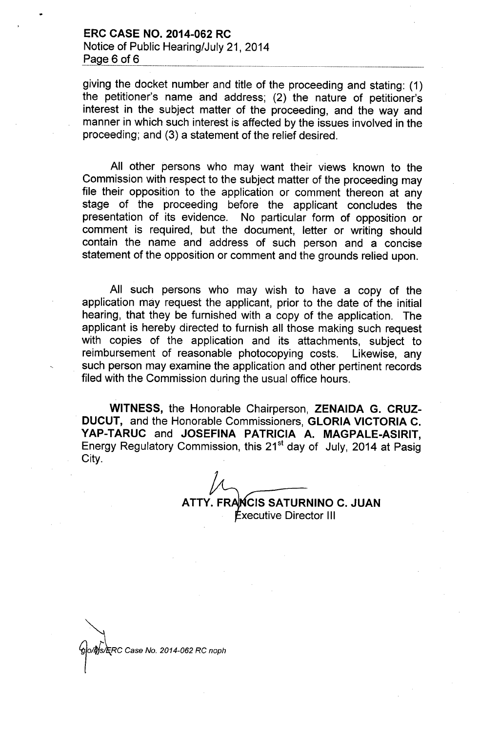giving the docket number and title of the proceeding and stating: (1) the petitioner's name and address; (2) the nature of petitioner's interest in the subject matter of the proceeding, and the way and manner in which such interest is affected by the issues involved in the proceeding; and (3) a statement of the relief desired.

All other persons who may want their views known to the Commission with respect to the subject matter of the proceeding may file their opposition to the application or comment thereon at any stage of the proceeding before the applicant concludes the presentation of its evidence. No particular form of opposition or comment is required, but the document, letter or writing should contain the name and address of such person and a concise statement of the opposition or comment and the grounds relied upon.

All such persons who may wish to have a copy of the application may request the applicant, prior to the date of the initial hearing, that they be furnished with a copy of the application. The applicant is hereby directed to furnish all those making such request with copies of the application and its attachments, subject to reimbursement of reasonable photocopying costs. Likewise, any such person may examine the application and other pertinent records filed with the Commission during the usual office hours.

**WITNESS,** the Honorable Chairperson, **ZENAIDA G. CRUZ-DUCUT,** and the Honorable Commissioners, **GLORIA VICTORIA C. YAP-TARUC** and **JOSEFINA PATRICIA A. MAGPALE-ASIRIT,** Energy Regulatory Commission, this 21st day of July, 2014 at Pasig City.

**ATTY. FRANCIS SATURNINO C. JUAN**
Executive Director III

*glo/ls/ERC Case No. 2014-062 RC noph*